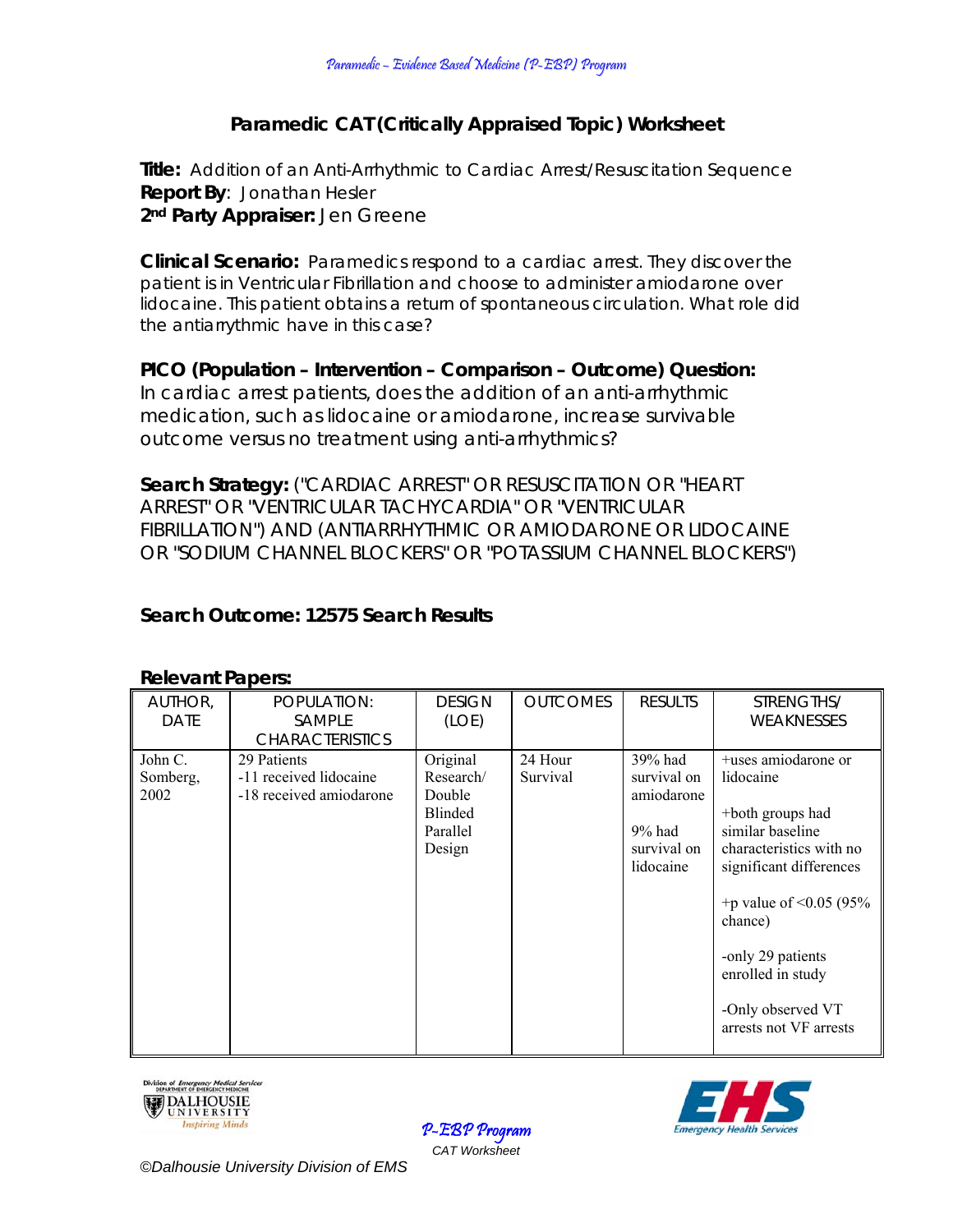# Paramedic CAT (Critically Appraised Topic) Worksheet

**Title:** Addition of an Anti-Arrhythmic to Cardiac Arrest/Resuscitation Sequence
**Report By**: Jonathan Hesler
**2nd Party Appraiser:** Jen Greene

**Clinical Scenario:** Paramedics respond to a cardiac arrest. They discover the patient is in Ventricular Fibrillation and choose to administer amiodarone over lidocaine. This patient obtains a return of spontaneous circulation. What role did the antiarrythmic have in this case?

**PICO (Population – Intervention – Comparison – Outcome) Question:**
In cardiac arrest patients, does the addition of an anti-arrhythmic medication, such as lidocaine or amiodarone, increase survivable outcome versus no treatment using anti-arrhythmics?

**Search Strategy:** ("CARDIAC ARREST" OR RESUSCITATION OR "HEART ARREST" OR "VENTRICULAR TACHYCARDIA" OR "VENTRICULAR FIBRILLATION") AND (ANTIARRHYTHMIC OR AMIODARONE OR LIDOCAINE OR "SODIUM CHANNEL BLOCKERS" OR "POTASSIUM CHANNEL BLOCKERS")

**Search Outcome: 12575 Search Results**

**Relevant Papers:**

| AUTHOR, DATE | POPULATION: SAMPLE CHARACTERISTICS | DESIGN (LOE) | OUTCOMES | RESULTS | STRENGTHS/ WEAKNESSES |
|---|---|---|---|---|---|
| John C. Somberg, 2002 | 29 Patients<br>-11 received lidocaine<br>-18 received amiodarone | Original Research/ Double Blinded Parallel Design | 24 Hour Survival | 39% had survival on amiodarone<br><br>9% had survival on lidocaine | +uses amiodarone or lidocaine<br><br>+both groups had similar baseline characteristics with no significant differences<br><br>+p value of <0.05 (95% chance)<br><br>-only 29 patients enrolled in study<br><br>-Only observed VT arrests not VF arrests |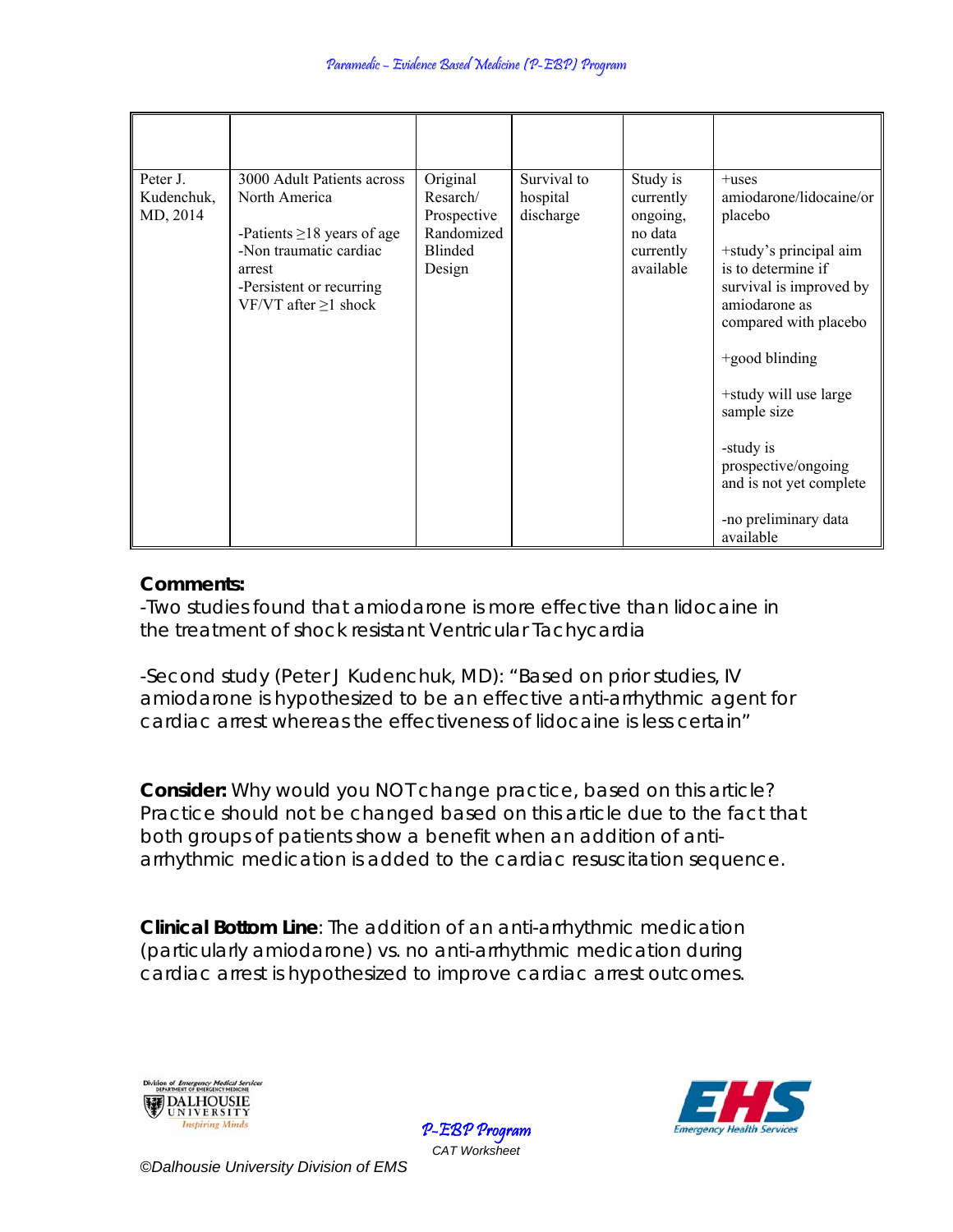| | | | | | |
|---|---|---|---|---|---|
| Peter J. Kudenchuk, MD, 2014 | 3000 Adult Patients across North America<br><br>-Patients ≥18 years of age<br>-Non traumatic cardiac arrest<br>-Persistent or recurring VF/VT after ≥1 shock | Original Resarch/ Prospective Randomized Blinded Design | Survival to hospital discharge | Study is currently ongoing, no data currently available | +uses amiodarone/lidocaine/or placebo<br><br>+study's principal aim is to determine if survival is improved by amiodarone as compared with placebo<br><br>+good blinding<br><br>+study will use large sample size<br><br>-study is prospective/ongoing and is not yet complete<br><br>-no preliminary data available |

**Comments:**

-Two studies found that amiodarone is more effective than lidocaine in the treatment of shock resistant Ventricular Tachycardia

-Second study (Peter J Kudenchuk, MD): "Based on prior studies, IV amiodarone is hypothesized to be an effective anti-arrhythmic agent for cardiac arrest whereas the effectiveness of lidocaine is less certain"

**Consider:** Why would you NOT change practice, based on this article? Practice should not be changed based on this article due to the fact that both groups of patients show a benefit when an addition of anti-arrhythmic medication is added to the cardiac resuscitation sequence.

**Clinical Bottom Line**: The addition of an anti-arrhythmic medication (particularly amiodarone) vs. no anti-arrhythmic medication during cardiac arrest is hypothesized to improve cardiac arrest outcomes.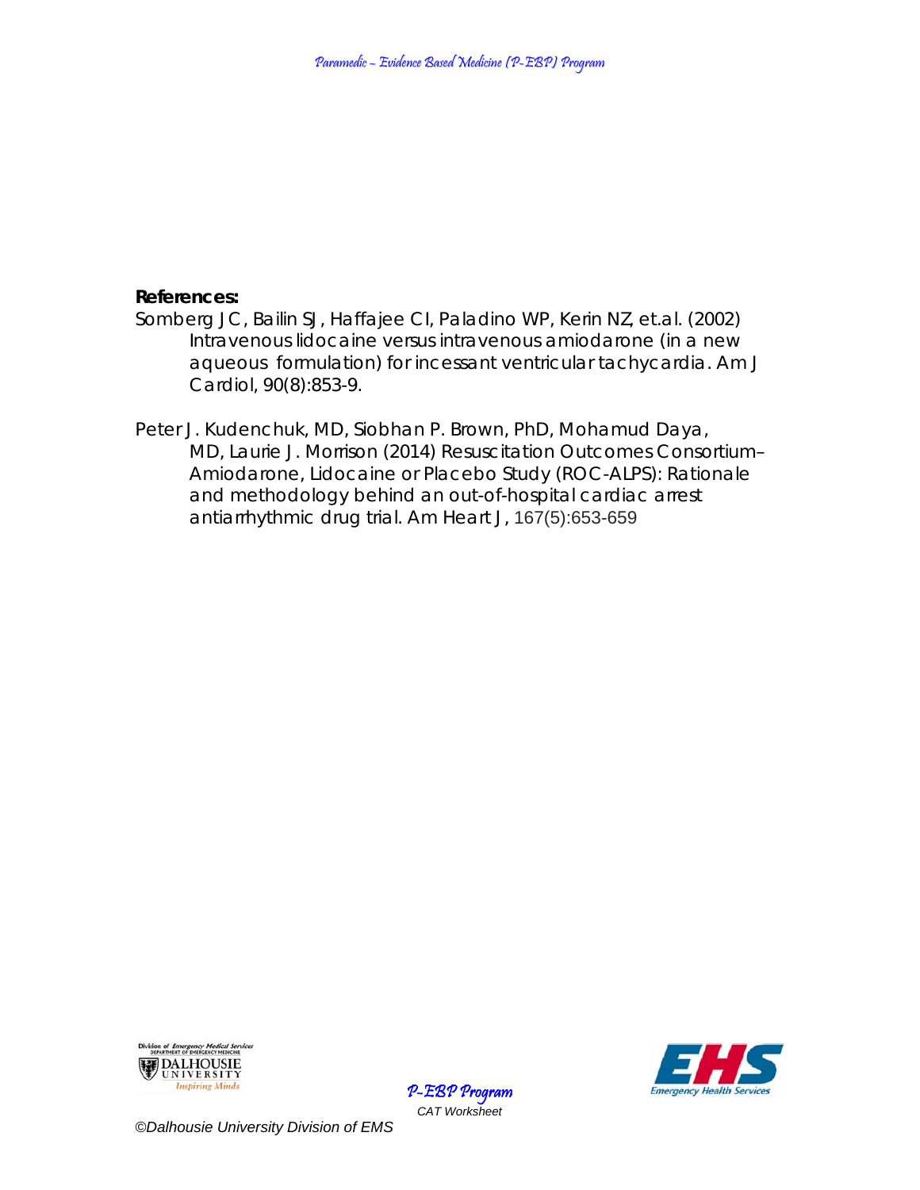**References:**

Somberg JC, Bailin SJ, Haffajee CI, Paladino WP, Kerin NZ, et.al. (2002) Intravenous lidocaine versus intravenous amiodarone (in a new aqueous formulation) for incessant ventricular tachycardia. Am J Cardiol, 90(8):853-9.

Peter J. Kudenchuk, MD, Siobhan P. Brown, PhD, Mohamud Daya, MD, Laurie J. Morrison (2014) Resuscitation Outcomes Consortium–Amiodarone, Lidocaine or Placebo Study (ROC-ALPS): Rationale and methodology behind an out-of-hospital cardiac arrest antiarrhythmic drug trial. Am Heart J, 167(5):653-659